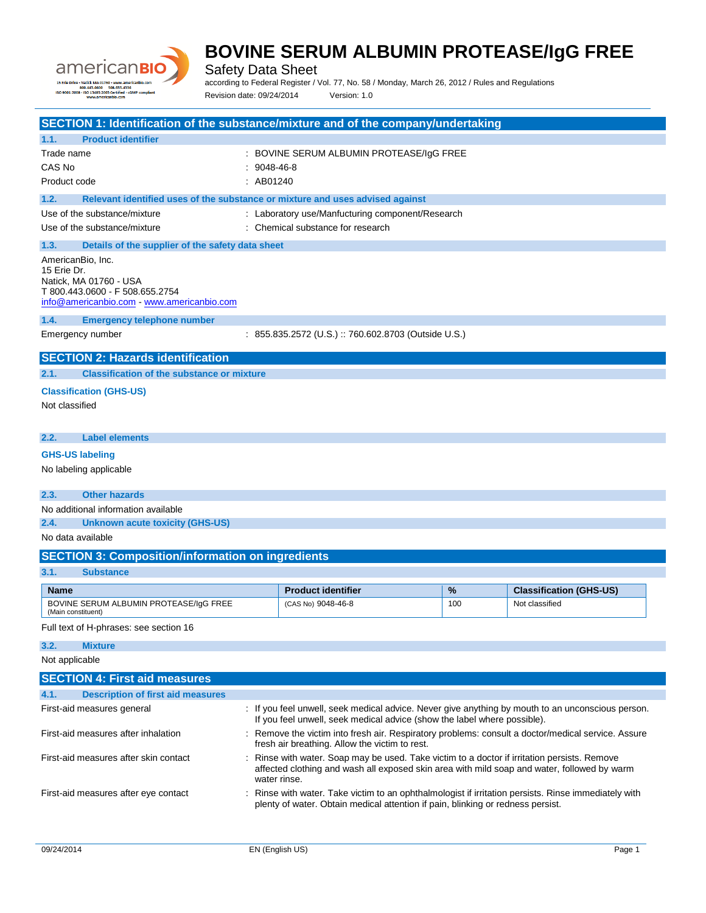# BOVINE SERUM ALBUMIN PROTEASE/IgG FREE

Safety Data Sheet

according to Federal Register / Vol. 77, No. 58 / Monday, March 26, 2012 / Rules and Regulations

Revision date: 09/24/2014 Version: 1.0

## SECTION 1: Identification of the substance/mixture and of the company/undertaking

### 1.1. Product identifier

| | |
|---|---|
| Trade name | : BOVINE SERUM ALBUMIN PROTEASE/IgG FREE |
| CAS No | : 9048-46-8 |
| Product code | : AB01240 |

### 1.2. Relevant identified uses of the substance or mixture and uses advised against

| | |
|---|---|
| Use of the substance/mixture | : Laboratory use/Manfucturing component/Research |
| Use of the substance/mixture | : Chemical substance for research |

### 1.3. Details of the supplier of the safety data sheet

AmericanBio, Inc.
15 Erie Dr.
Natick, MA 01760 - USA
T 800.443.0600 - F 508.655.2754
info@americanbio.com - www.americanbio.com

### 1.4. Emergency telephone number

| | |
|---|---|
| Emergency number | : 855.835.2572 (U.S.) :: 760.602.8703 (Outside U.S.) |

## SECTION 2: Hazards identification

### 2.1. Classification of the substance or mixture

**Classification (GHS-US)**

Not classified

### 2.2. Label elements

**GHS-US labeling**

No labeling applicable

### 2.3. Other hazards

No additional information available

### 2.4. Unknown acute toxicity (GHS-US)

No data available

## SECTION 3: Composition/information on ingredients

### 3.1. Substance

| Name | Product identifier | % | Classification (GHS-US) |
|---|---|---|---|
| BOVINE SERUM ALBUMIN PROTEASE/IgG FREE (Main constituent) | (CAS No) 9048-46-8 | 100 | Not classified |

Full text of H-phrases: see section 16

### 3.2. Mixture

Not applicable

## SECTION 4: First aid measures

### 4.1. Description of first aid measures

| | |
|---|---|
| First-aid measures general | : If you feel unwell, seek medical advice. Never give anything by mouth to an unconscious person. If you feel unwell, seek medical advice (show the label where possible). |
| First-aid measures after inhalation | : Remove the victim into fresh air. Respiratory problems: consult a doctor/medical service. Assure fresh air breathing. Allow the victim to rest. |
| First-aid measures after skin contact | : Rinse with water. Soap may be used. Take victim to a doctor if irritation persists. Remove affected clothing and wash all exposed skin area with mild soap and water, followed by warm water rinse. |
| First-aid measures after eye contact | : Rinse with water. Take victim to an ophthalmologist if irritation persists. Rinse immediately with plenty of water. Obtain medical attention if pain, blinking or redness persist. |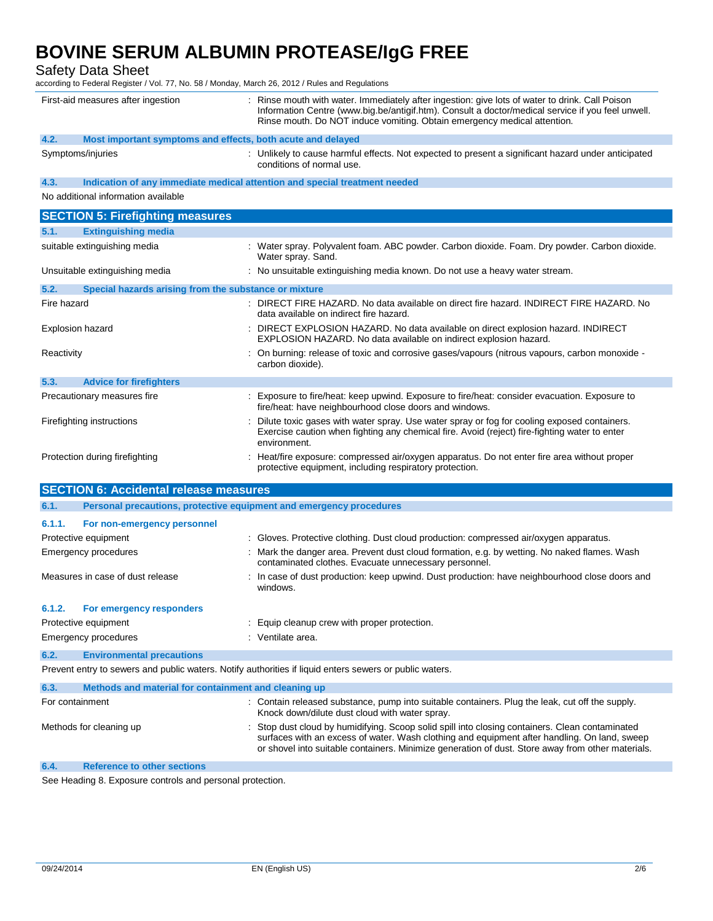| | |
|---|---|
| First-aid measures after ingestion | : Rinse mouth with water. Immediately after ingestion: give lots of water to drink. Call Poison Information Centre (www.big.be/antigif.htm). Consult a doctor/medical service if you feel unwell. Rinse mouth. Do NOT induce vomiting. Obtain emergency medical attention. |

### 4.2. Most important symptoms and effects, both acute and delayed

| | |
|---|---|
| Symptoms/injuries | : Unlikely to cause harmful effects. Not expected to present a significant hazard under anticipated conditions of normal use. |

### 4.3. Indication of any immediate medical attention and special treatment needed

No additional information available

## SECTION 5: Firefighting measures

### 5.1. Extinguishing media

| | |
|---|---|
| suitable extinguishing media | : Water spray. Polyvalent foam. ABC powder. Carbon dioxide. Foam. Dry powder. Carbon dioxide. Water spray. Sand. |
| Unsuitable extinguishing media | : No unsuitable extinguishing media known. Do not use a heavy water stream. |

### 5.2. Special hazards arising from the substance or mixture

| | |
|---|---|
| Fire hazard | : DIRECT FIRE HAZARD. No data available on direct fire hazard. INDIRECT FIRE HAZARD. No data available on indirect fire hazard. |
| Explosion hazard | : DIRECT EXPLOSION HAZARD. No data available on direct explosion hazard. INDIRECT EXPLOSION HAZARD. No data available on indirect explosion hazard. |
| Reactivity | : On burning: release of toxic and corrosive gases/vapours (nitrous vapours, carbon monoxide - carbon dioxide). |

### 5.3. Advice for firefighters

| | |
|---|---|
| Precautionary measures fire | : Exposure to fire/heat: keep upwind. Exposure to fire/heat: consider evacuation. Exposure to fire/heat: have neighbourhood close doors and windows. |
| Firefighting instructions | : Dilute toxic gases with water spray. Use water spray or fog for cooling exposed containers. Exercise caution when fighting any chemical fire. Avoid (reject) fire-fighting water to enter environment. |
| Protection during firefighting | : Heat/fire exposure: compressed air/oxygen apparatus. Do not enter fire area without proper protective equipment, including respiratory protection. |

## SECTION 6: Accidental release measures

### 6.1. Personal precautions, protective equipment and emergency procedures

#### 6.1.1. For non-emergency personnel

| | |
|---|---|
| Protective equipment | : Gloves. Protective clothing. Dust cloud production: compressed air/oxygen apparatus. |
| Emergency procedures | : Mark the danger area. Prevent dust cloud formation, e.g. by wetting. No naked flames. Wash contaminated clothes. Evacuate unnecessary personnel. |
| Measures in case of dust release | : In case of dust production: keep upwind. Dust production: have neighbourhood close doors and windows. |

#### 6.1.2. For emergency responders

| | |
|---|---|
| Protective equipment | : Equip cleanup crew with proper protection. |
| Emergency procedures | : Ventilate area. |

### 6.2. Environmental precautions

Prevent entry to sewers and public waters. Notify authorities if liquid enters sewers or public waters.

### 6.3. Methods and material for containment and cleaning up

| | |
|---|---|
| For containment | : Contain released substance, pump into suitable containers. Plug the leak, cut off the supply. Knock down/dilute dust cloud with water spray. |
| Methods for cleaning up | : Stop dust cloud by humidifying. Scoop solid spill into closing containers. Clean contaminated surfaces with an excess of water. Wash clothing and equipment after handling. On land, sweep or shovel into suitable containers. Minimize generation of dust. Store away from other materials. |

### 6.4. Reference to other sections

See Heading 8. Exposure controls and personal protection.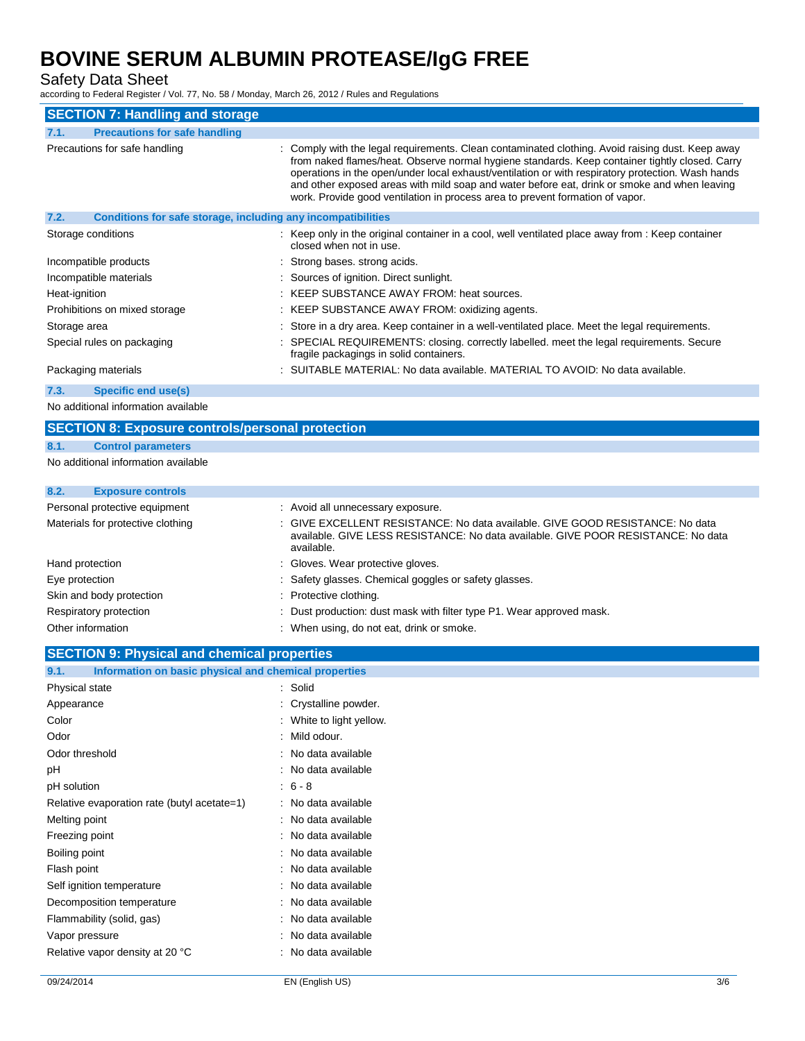## SECTION 7: Handling and storage

### 7.1. Precautions for safe handling

| | |
|---|---|
| Precautions for safe handling | : Comply with the legal requirements. Clean contaminated clothing. Avoid raising dust. Keep away from naked flames/heat. Observe normal hygiene standards. Keep container tightly closed. Carry operations in the open/under local exhaust/ventilation or with respiratory protection. Wash hands and other exposed areas with mild soap and water before eat, drink or smoke and when leaving work. Provide good ventilation in process area to prevent formation of vapor. |

### 7.2. Conditions for safe storage, including any incompatibilities

| | |
|---|---|
| Storage conditions | : Keep only in the original container in a cool, well ventilated place away from : Keep container closed when not in use. |
| Incompatible products | : Strong bases. strong acids. |
| Incompatible materials | : Sources of ignition. Direct sunlight. |
| Heat-ignition | : KEEP SUBSTANCE AWAY FROM: heat sources. |
| Prohibitions on mixed storage | : KEEP SUBSTANCE AWAY FROM: oxidizing agents. |
| Storage area | : Store in a dry area. Keep container in a well-ventilated place. Meet the legal requirements. |
| Special rules on packaging | : SPECIAL REQUIREMENTS: closing. correctly labelled. meet the legal requirements. Secure fragile packagings in solid containers. |
| Packaging materials | : SUITABLE MATERIAL: No data available. MATERIAL TO AVOID: No data available. |

### 7.3. Specific end use(s)

No additional information available

## SECTION 8: Exposure controls/personal protection

### 8.1. Control parameters

No additional information available

### 8.2. Exposure controls

| | |
|---|---|
| Personal protective equipment | : Avoid all unnecessary exposure. |
| Materials for protective clothing | : GIVE EXCELLENT RESISTANCE: No data available. GIVE GOOD RESISTANCE: No data available. GIVE LESS RESISTANCE: No data available. GIVE POOR RESISTANCE: No data available. |
| Hand protection | : Gloves. Wear protective gloves. |
| Eye protection | : Safety glasses. Chemical goggles or safety glasses. |
| Skin and body protection | : Protective clothing. |
| Respiratory protection | : Dust production: dust mask with filter type P1. Wear approved mask. |
| Other information | : When using, do not eat, drink or smoke. |

## SECTION 9: Physical and chemical properties

### 9.1. Information on basic physical and chemical properties

| | |
|---|---|
| Physical state | : Solid |
| Appearance | : Crystalline powder. |
| Color | : White to light yellow. |
| Odor | : Mild odour. |
| Odor threshold | : No data available |
| pH | : No data available |
| pH solution | : 6 - 8 |
| Relative evaporation rate (butyl acetate=1) | : No data available |
| Melting point | : No data available |
| Freezing point | : No data available |
| Boiling point | : No data available |
| Flash point | : No data available |
| Self ignition temperature | : No data available |
| Decomposition temperature | : No data available |
| Flammability (solid, gas) | : No data available |
| Vapor pressure | : No data available |
| Relative vapor density at 20 °C | : No data available |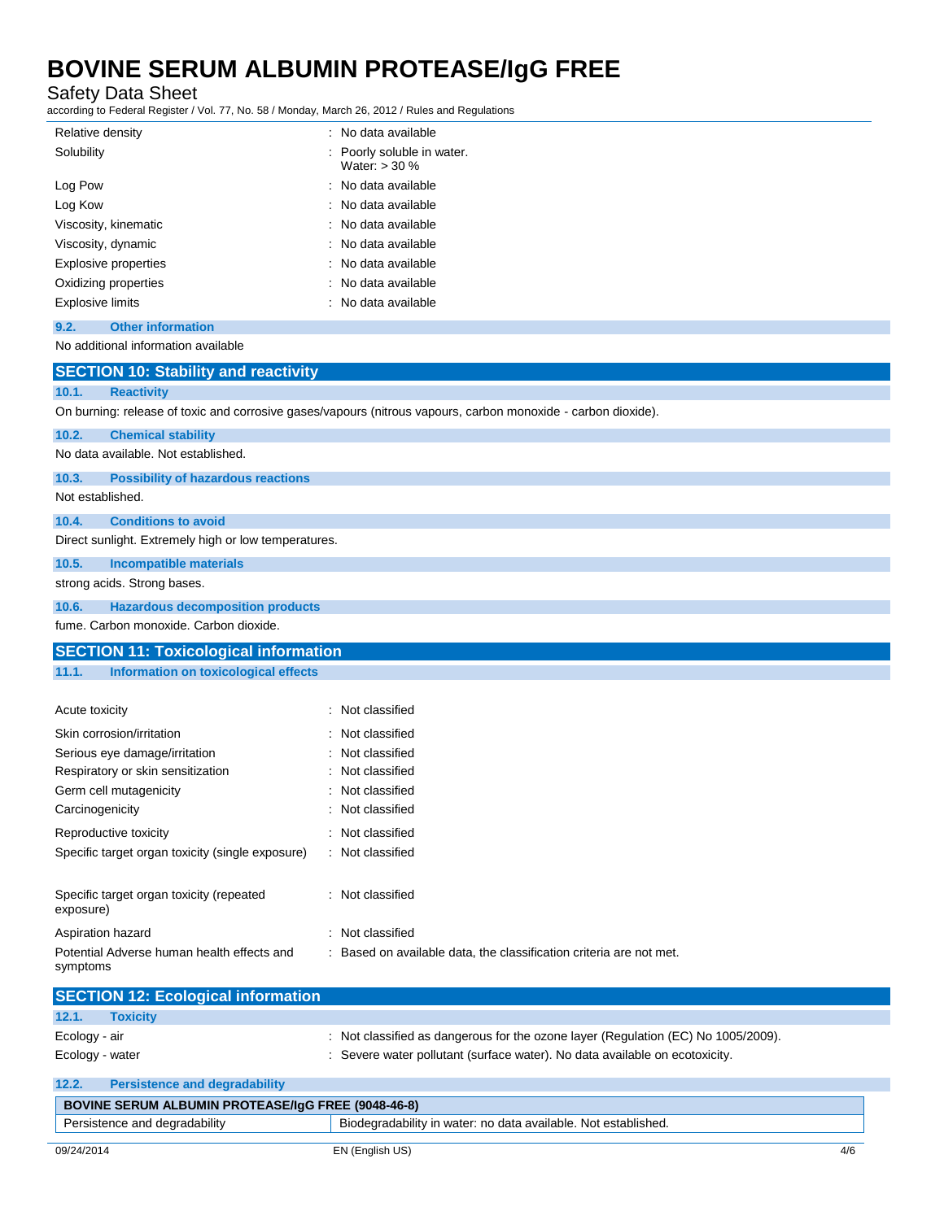| | |
|---|---|
| Relative density | : No data available |
| Solubility | : Poorly soluble in water.<br>Water: > 30 % |
| Log Pow | : No data available |
| Log Kow | : No data available |
| Viscosity, kinematic | : No data available |
| Viscosity, dynamic | : No data available |
| Explosive properties | : No data available |
| Oxidizing properties | : No data available |
| Explosive limits | : No data available |

### 9.2. Other information

No additional information available

## SECTION 10: Stability and reactivity

### 10.1. Reactivity

On burning: release of toxic and corrosive gases/vapours (nitrous vapours, carbon monoxide - carbon dioxide).

### 10.2. Chemical stability

No data available. Not established.

### 10.3. Possibility of hazardous reactions

Not established.

### 10.4. Conditions to avoid

Direct sunlight. Extremely high or low temperatures.

### 10.5. Incompatible materials

strong acids. Strong bases.

### 10.6. Hazardous decomposition products

fume. Carbon monoxide. Carbon dioxide.

## SECTION 11: Toxicological information

### 11.1. Information on toxicological effects

| | |
|---|---|
| Acute toxicity | : Not classified |
| Skin corrosion/irritation | : Not classified |
| Serious eye damage/irritation | : Not classified |
| Respiratory or skin sensitization | : Not classified |
| Germ cell mutagenicity | : Not classified |
| Carcinogenicity | : Not classified |
| Reproductive toxicity | : Not classified |
| Specific target organ toxicity (single exposure) | : Not classified |
| Specific target organ toxicity (repeated exposure) | : Not classified |
| Aspiration hazard | : Not classified |
| Potential Adverse human health effects and symptoms | : Based on available data, the classification criteria are not met. |

## SECTION 12: Ecological information

### 12.1. Toxicity

| | |
|---|---|
| Ecology - air | : Not classified as dangerous for the ozone layer (Regulation (EC) No 1005/2009). |
| Ecology - water | : Severe water pollutant (surface water). No data available on ecotoxicity. |

### 12.2. Persistence and degradability

| BOVINE SERUM ALBUMIN PROTEASE/IgG FREE (9048-46-8) | |
|---|---|
| Persistence and degradability | Biodegradability in water: no data available. Not established. |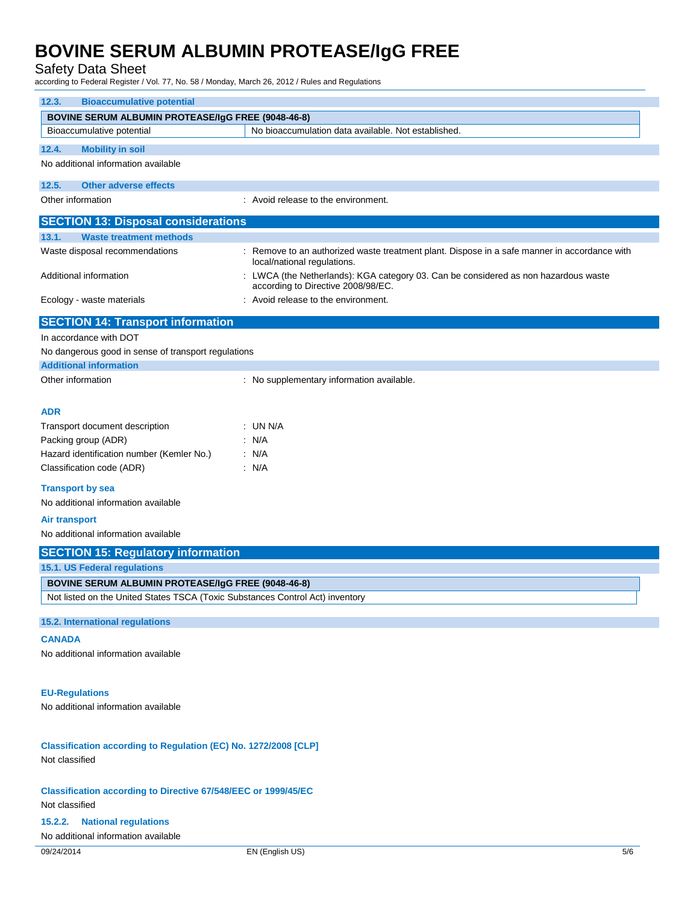### 12.3. Bioaccumulative potential

| BOVINE SERUM ALBUMIN PROTEASE/IgG FREE (9048-46-8) | |
|---|---|
| Bioaccumulative potential | No bioaccumulation data available. Not established. |

### 12.4. Mobility in soil

No additional information available

### 12.5. Other adverse effects

Other information : Avoid release to the environment.

## SECTION 13: Disposal considerations

### 13.1. Waste treatment methods

Waste disposal recommendations : Remove to an authorized waste treatment plant. Dispose in a safe manner in accordance with local/national regulations.

Additional information : LWCA (the Netherlands): KGA category 03. Can be considered as non hazardous waste according to Directive 2008/98/EC.

Ecology - waste materials : Avoid release to the environment.

## SECTION 14: Transport information

In accordance with DOT

No dangerous good in sense of transport regulations

### Additional information

Other information : No supplementary information available.

**ADR**

Transport document description : UN N/A

Packing group (ADR) : N/A

Hazard identification number (Kemler No.) : N/A

Classification code (ADR) : N/A

**Transport by sea**

No additional information available

**Air transport**

No additional information available

## SECTION 15: Regulatory information

### 15.1. US Federal regulations

| BOVINE SERUM ALBUMIN PROTEASE/IgG FREE (9048-46-8) |
|---|
| Not listed on the United States TSCA (Toxic Substances Control Act) inventory |

### 15.2. International regulations

**CANADA**

No additional information available

**EU-Regulations**

No additional information available

**Classification according to Regulation (EC) No. 1272/2008 [CLP]**

Not classified

**Classification according to Directive 67/548/EEC or 1999/45/EC**

Not classified

### 15.2.2. National regulations

No additional information available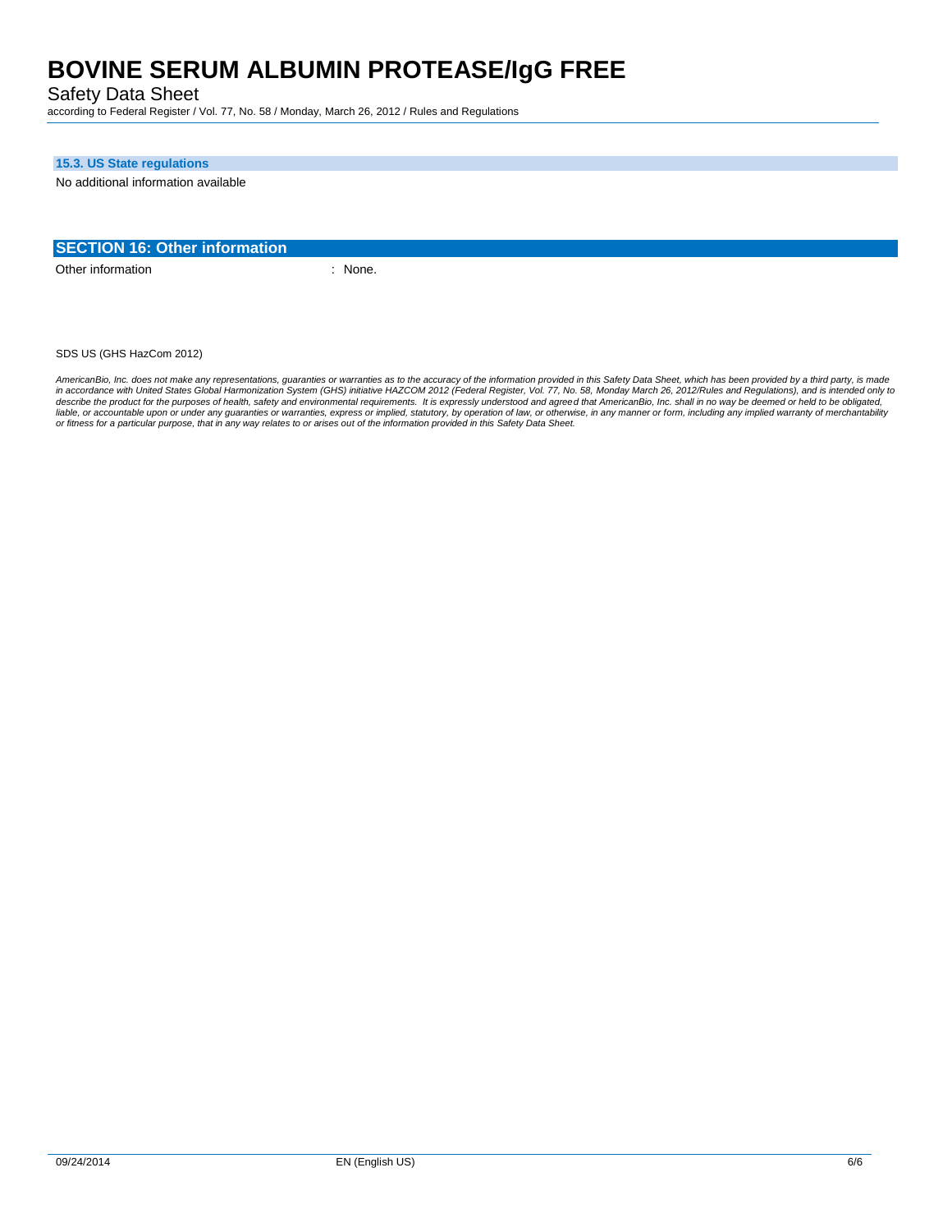### 15.3. US State regulations

No additional information available

## SECTION 16: Other information

Other information : None.

SDS US (GHS HazCom 2012)

*AmericanBio, Inc. does not make any representations, guaranties or warranties as to the accuracy of the information provided in this Safety Data Sheet, which has been provided by a third party, is made in accordance with United States Global Harmonization System (GHS) initiative HAZCOM 2012 (Federal Register, Vol. 77, No. 58, Monday March 26, 2012/Rules and Regulations), and is intended only to describe the product for the purposes of health, safety and environmental requirements. It is expressly understood and agreed that AmericanBio, Inc. shall in no way be deemed or held to be obligated, liable, or accountable upon or under any guaranties or warranties, express or implied, statutory, by operation of law, or otherwise, in any manner or form, including any implied warranty of merchantability or fitness for a particular purpose, that in any way relates to or arises out of the information provided in this Safety Data Sheet.*